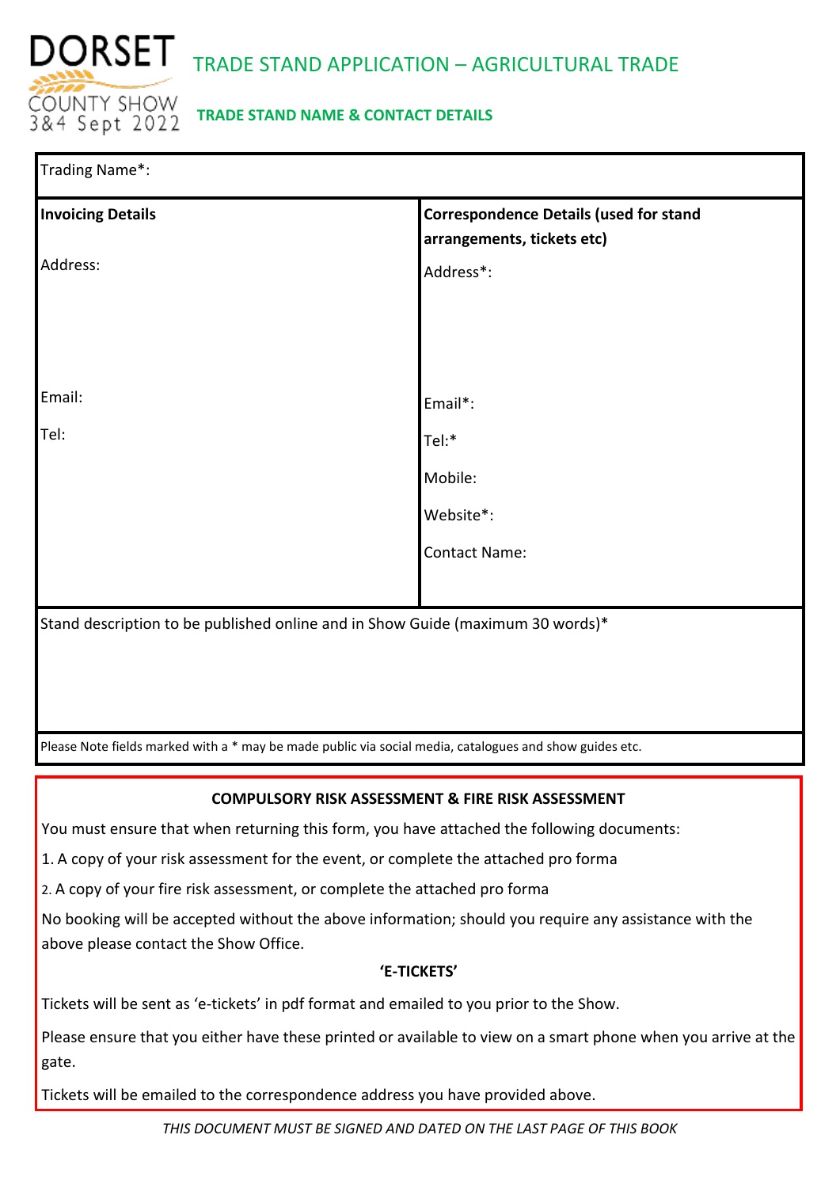DORSET COUNTY SHOW 3&4 Sept 2022

# TRADE STAND APPLICATION – AGRICULTURAL TRADE

## TRADE STAND NAME & CONTACT DETAILS

| Trading Name*: | |
|---|---|
| **Invoicing Details** | **Correspondence Details (used for stand arrangements, tickets etc)** |
| Address: | Address*: |
| Email: | Email*: |
| Tel: | Tel:* |
| | Mobile: |
| | Website*: |
| | Contact Name: |
| Stand description to be published online and in Show Guide (maximum 30 words)* | |
| Please Note fields marked with a * may be made public via social media, catalogues and show guides etc. | |

**COMPULSORY RISK ASSESSMENT & FIRE RISK ASSESSMENT**

You must ensure that when returning this form, you have attached the following documents:

1. A copy of your risk assessment for the event, or complete the attached pro forma
2. A copy of your fire risk assessment, or complete the attached pro forma

No booking will be accepted without the above information; should you require any assistance with the above please contact the Show Office.

**'E-TICKETS'**

Tickets will be sent as 'e-tickets' in pdf format and emailed to you prior to the Show.

Please ensure that you either have these printed or available to view on a smart phone when you arrive at the gate.

Tickets will be emailed to the correspondence address you have provided above.

*THIS DOCUMENT MUST BE SIGNED AND DATED ON THE LAST PAGE OF THIS BOOK*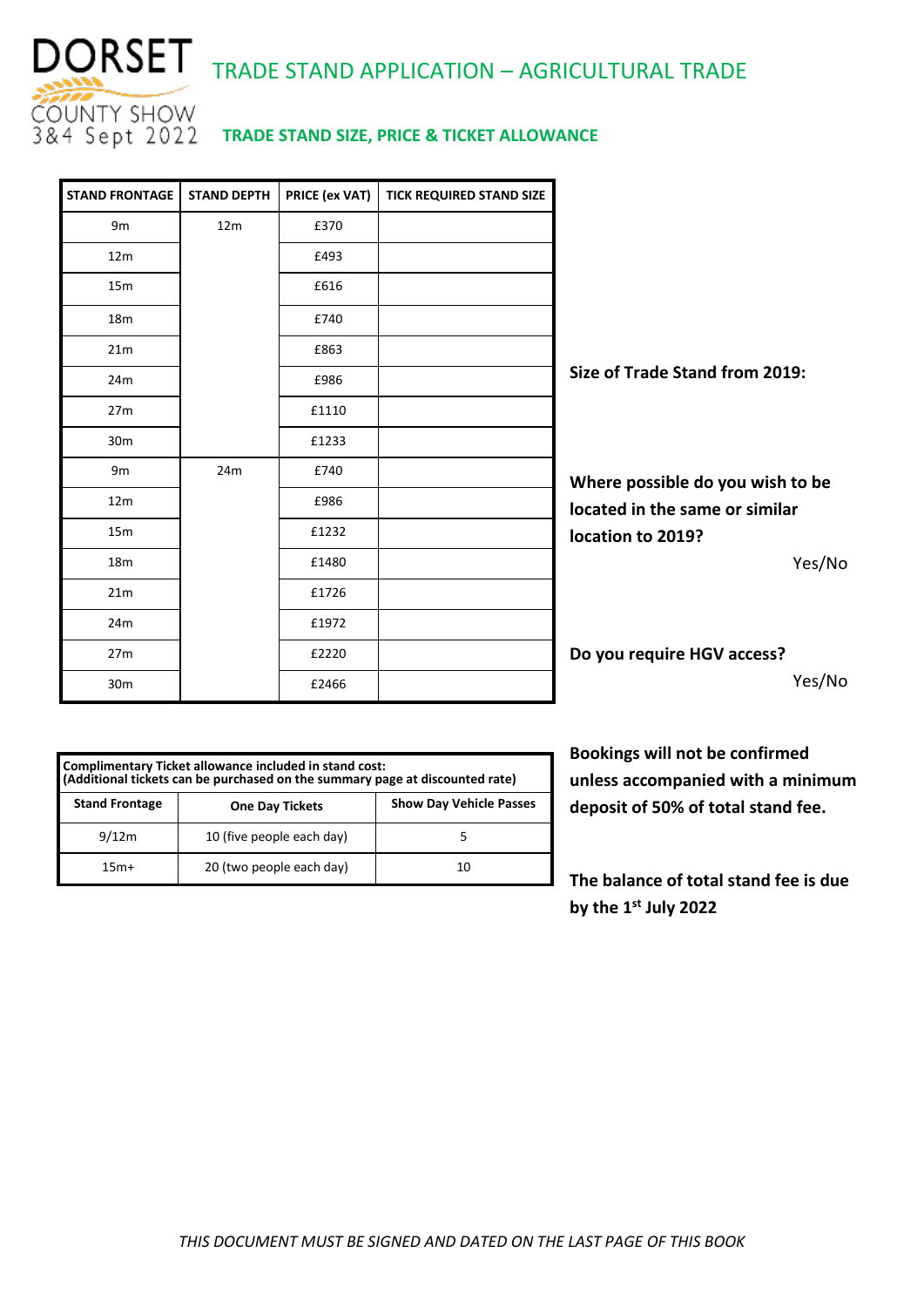# DORSET COUNTY SHOW 3&4 Sept 2022

## TRADE STAND APPLICATION – AGRICULTURAL TRADE

### TRADE STAND SIZE, PRICE & TICKET ALLOWANCE

| STAND FRONTAGE | STAND DEPTH | PRICE (ex VAT) | TICK REQUIRED STAND SIZE |
|---|---|---|---|
| 9m | 12m | £370 | |
| 12m | | £493 | |
| 15m | | £616 | |
| 18m | | £740 | |
| 21m | | £863 | |
| 24m | | £986 | |
| 27m | | £1110 | |
| 30m | | £1233 | |
| 9m | 24m | £740 | |
| 12m | | £986 | |
| 15m | | £1232 | |
| 18m | | £1480 | |
| 21m | | £1726 | |
| 24m | | £1972 | |
| 27m | | £2220 | |
| 30m | | £2466 | |

**Size of Trade Stand from 2019:**

**Where possible do you wish to be located in the same or similar location to 2019?**

Yes/No

**Do you require HGV access?**

Yes/No

| Complimentary Ticket allowance included in stand cost: (Additional tickets can be purchased on the summary page at discounted rate) | | |
|---|---|---|
| **Stand Frontage** | **One Day Tickets** | **Show Day Vehicle Passes** |
| 9/12m | 10 (five people each day) | 5 |
| 15m+ | 20 (two people each day) | 10 |

**Bookings will not be confirmed unless accompanied with a minimum deposit of 50% of total stand fee.**

**The balance of total stand fee is due by the 1st July 2022**

*THIS DOCUMENT MUST BE SIGNED AND DATED ON THE LAST PAGE OF THIS BOOK*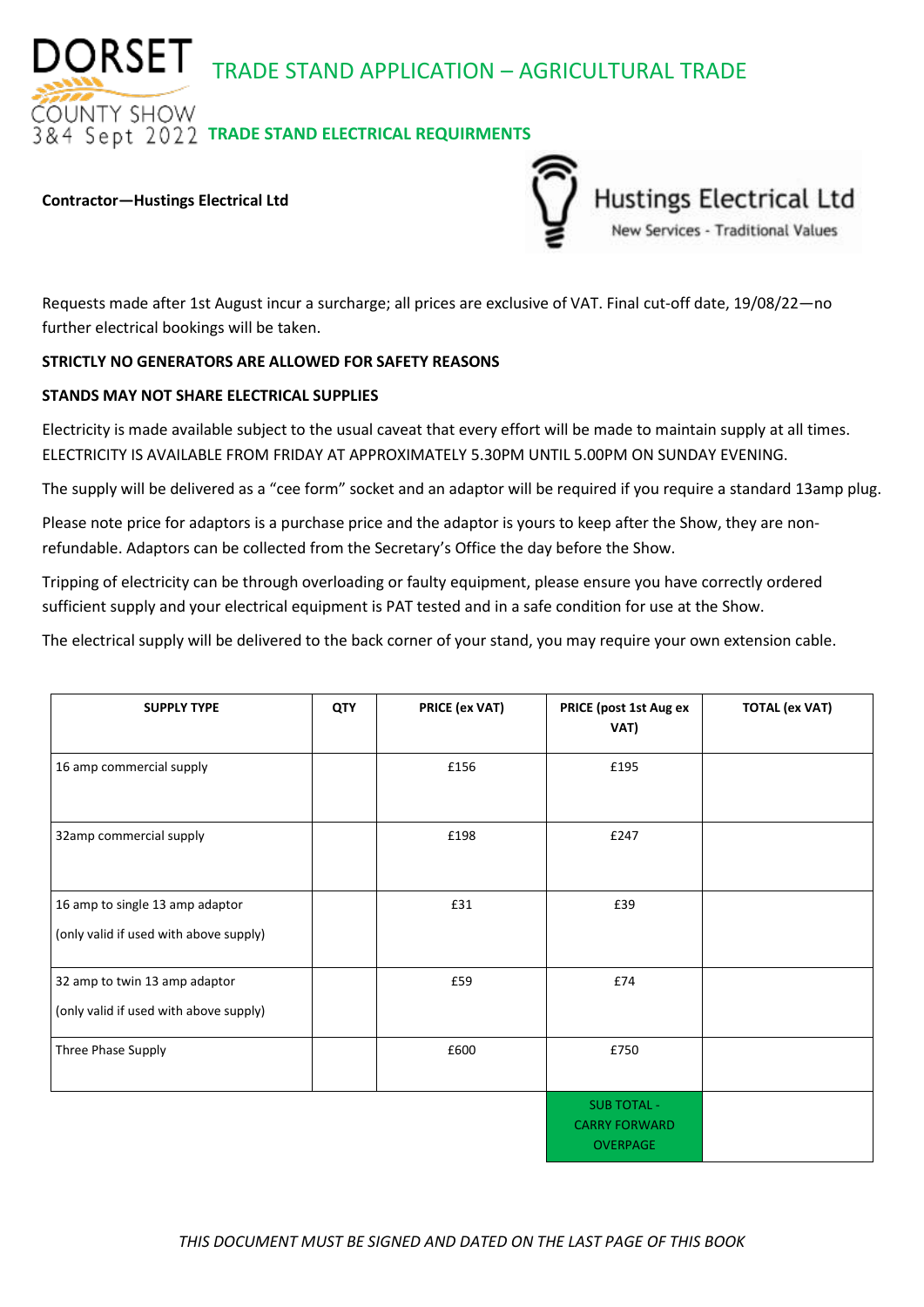DORSET COUNTY SHOW 3&4 Sept 2022

# TRADE STAND APPLICATION – AGRICULTURAL TRADE

## TRADE STAND ELECTRICAL REQUIRMENTS

**Contractor—Hustings Electrical Ltd**

Hustings Electrical Ltd
New Services - Traditional Values

Requests made after 1st August incur a surcharge; all prices are exclusive of VAT. Final cut-off date, 19/08/22—no further electrical bookings will be taken.

**STRICTLY NO GENERATORS ARE ALLOWED FOR SAFETY REASONS**

**STANDS MAY NOT SHARE ELECTRICAL SUPPLIES**

Electricity is made available subject to the usual caveat that every effort will be made to maintain supply at all times. ELECTRICITY IS AVAILABLE FROM FRIDAY AT APPROXIMATELY 5.30PM UNTIL 5.00PM ON SUNDAY EVENING.

The supply will be delivered as a "cee form" socket and an adaptor will be required if you require a standard 13amp plug.

Please note price for adaptors is a purchase price and the adaptor is yours to keep after the Show, they are non-refundable. Adaptors can be collected from the Secretary's Office the day before the Show.

Tripping of electricity can be through overloading or faulty equipment, please ensure you have correctly ordered sufficient supply and your electrical equipment is PAT tested and in a safe condition for use at the Show.

The electrical supply will be delivered to the back corner of your stand, you may require your own extension cable.

| SUPPLY TYPE | QTY | PRICE (ex VAT) | PRICE (post 1st Aug ex VAT) | TOTAL (ex VAT) |
|---|---|---|---|---|
| 16 amp commercial supply | | £156 | £195 | |
| 32amp commercial supply | | £198 | £247 | |
| 16 amp to single 13 amp adaptor (only valid if used with above supply) | | £31 | £39 | |
| 32 amp to twin 13 amp adaptor (only valid if used with above supply) | | £59 | £74 | |
| Three Phase Supply | | £600 | £750 | |
| | | | SUB TOTAL - CARRY FORWARD OVERPAGE | |

*THIS DOCUMENT MUST BE SIGNED AND DATED ON THE LAST PAGE OF THIS BOOK*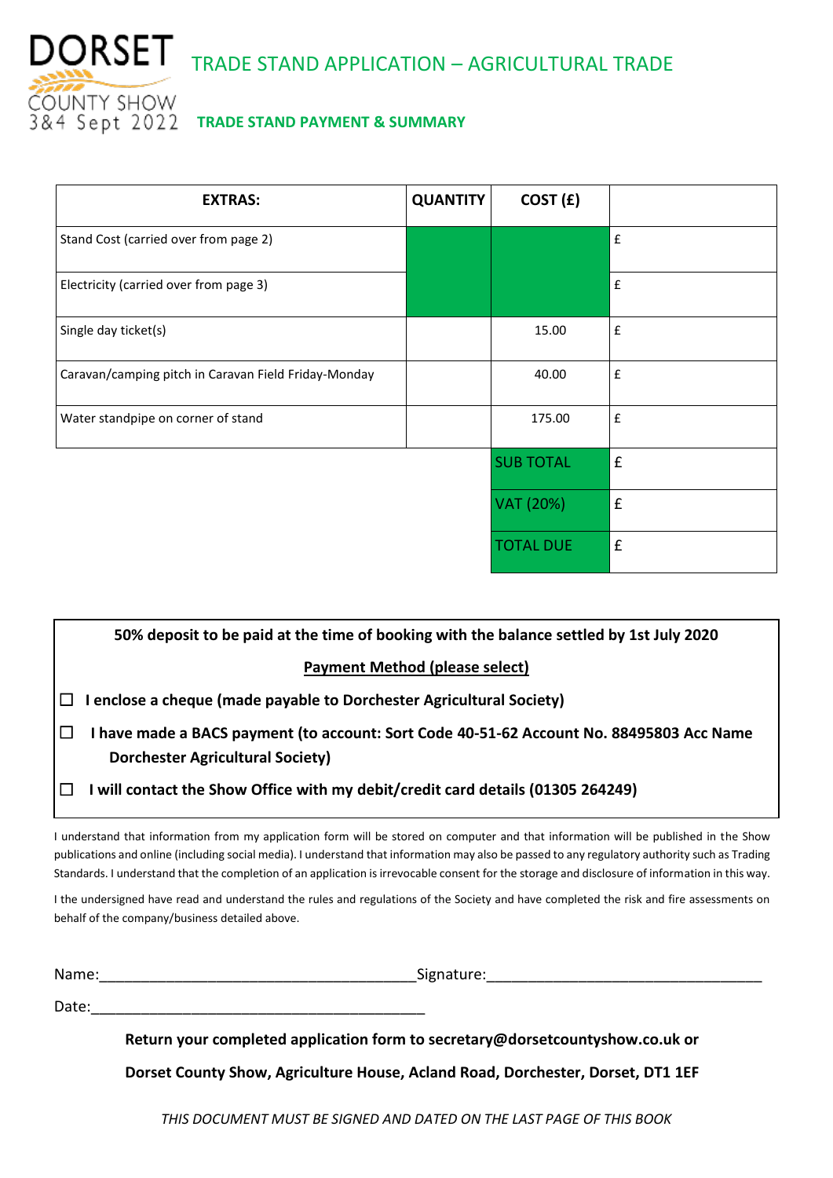DORSET COUNTY SHOW 3&4 Sept 2022

# TRADE STAND APPLICATION – AGRICULTURAL TRADE

## TRADE STAND PAYMENT & SUMMARY

| EXTRAS: | QUANTITY | COST (£) | |
|---|---|---|---|
| Stand Cost (carried over from page 2) | | | £ |
| Electricity (carried over from page 3) | | | £ |
| Single day ticket(s) | | 15.00 | £ |
| Caravan/camping pitch in Caravan Field Friday-Monday | | 40.00 | £ |
| Water standpipe on corner of stand | | 175.00 | £ |
| | | SUB TOTAL | £ |
| | | VAT (20%) | £ |
| | | TOTAL DUE | £ |

**50% deposit to be paid at the time of booking with the balance settled by 1st July 2020**

**Payment Method (please select)**

- ☐ **I enclose a cheque (made payable to Dorchester Agricultural Society)**
- ☐ **I have made a BACS payment (to account: Sort Code 40-51-62 Account No. 88495803 Acc Name Dorchester Agricultural Society)**
- ☐ **I will contact the Show Office with my debit/credit card details (01305 264249)**

I understand that information from my application form will be stored on computer and that information will be published in the Show publications and online (including social media). I understand that information may also be passed to any regulatory authority such as Trading Standards. I understand that the completion of an application is irrevocable consent for the storage and disclosure of information in this way.

I the undersigned have read and understand the rules and regulations of the Society and have completed the risk and fire assessments on behalf of the company/business detailed above.

Name:_______________________________________Signature:_________________________________

Date:_________________________________________

**Return your completed application form to secretary@dorsetcountyshow.co.uk or**

**Dorset County Show, Agriculture House, Acland Road, Dorchester, Dorset, DT1 1EF**

*THIS DOCUMENT MUST BE SIGNED AND DATED ON THE LAST PAGE OF THIS BOOK*